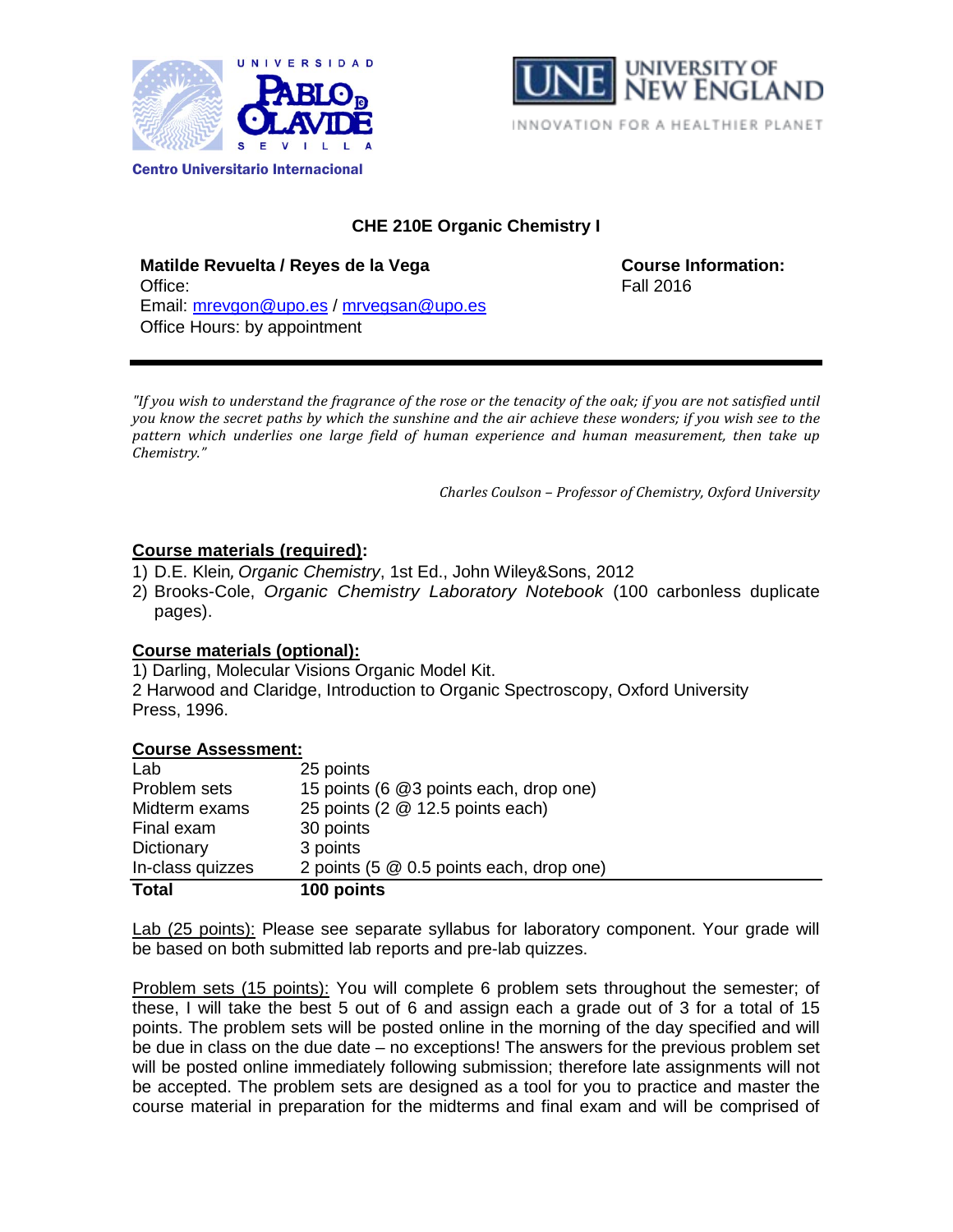Centro Universitario Internacional

# CHE 210E Organic Chemistry I

**Matilde Revuelta / Reyes de la Vega**
Office:
Email: mrevgon@upo.es / mrvegsan@upo.es
Office Hours: by appointment

**Course Information:**
Fall 2016

---

*"If you wish to understand the fragrance of the rose or the tenacity of the oak; if you are not satisfied until you know the secret paths by which the sunshine and the air achieve these wonders; if you wish see to the pattern which underlies one large field of human experience and human measurement, then take up Chemistry."*

*Charles Coulson – Professor of Chemistry, Oxford University*

## Course materials (required):

1) D.E. Klein, *Organic Chemistry*, 1st Ed., John Wiley&Sons, 2012
2) Brooks-Cole, *Organic Chemistry Laboratory Notebook* (100 carbonless duplicate pages).

## Course materials (optional):

1) Darling, Molecular Visions Organic Model Kit.
2 Harwood and Claridge, Introduction to Organic Spectroscopy, Oxford University Press, 1996.

## Course Assessment:

| | |
|---|---|
| Lab | 25 points |
| Problem sets | 15 points (6 @3 points each, drop one) |
| Midterm exams | 25 points (2 @ 12.5 points each) |
| Final exam | 30 points |
| Dictionary | 3 points |
| In-class quizzes | 2 points (5 @ 0.5 points each, drop one) |
| **Total** | **100 points** |

Lab (25 points): Please see separate syllabus for laboratory component. Your grade will be based on both submitted lab reports and pre-lab quizzes.

Problem sets (15 points): You will complete 6 problem sets throughout the semester; of these, I will take the best 5 out of 6 and assign each a grade out of 3 for a total of 15 points. The problem sets will be posted online in the morning of the day specified and will be due in class on the due date – no exceptions! The answers for the previous problem set will be posted online immediately following submission; therefore late assignments will not be accepted. The problem sets are designed as a tool for you to practice and master the course material in preparation for the midterms and final exam and will be comprised of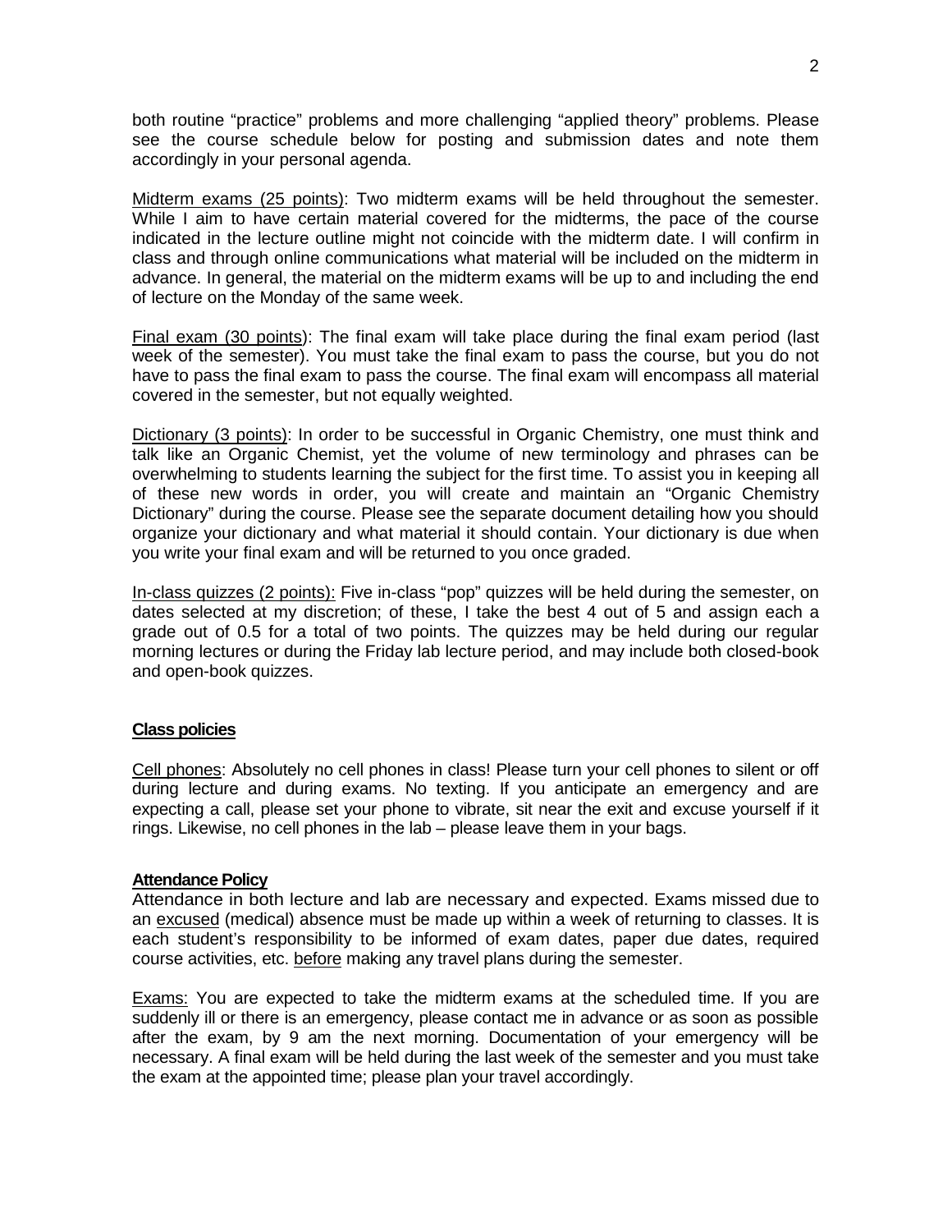both routine "practice" problems and more challenging "applied theory" problems. Please see the course schedule below for posting and submission dates and note them accordingly in your personal agenda.

Midterm exams (25 points): Two midterm exams will be held throughout the semester. While I aim to have certain material covered for the midterms, the pace of the course indicated in the lecture outline might not coincide with the midterm date. I will confirm in class and through online communications what material will be included on the midterm in advance. In general, the material on the midterm exams will be up to and including the end of lecture on the Monday of the same week.

Final exam (30 points): The final exam will take place during the final exam period (last week of the semester). You must take the final exam to pass the course, but you do not have to pass the final exam to pass the course. The final exam will encompass all material covered in the semester, but not equally weighted.

Dictionary (3 points): In order to be successful in Organic Chemistry, one must think and talk like an Organic Chemist, yet the volume of new terminology and phrases can be overwhelming to students learning the subject for the first time. To assist you in keeping all of these new words in order, you will create and maintain an "Organic Chemistry Dictionary" during the course. Please see the separate document detailing how you should organize your dictionary and what material it should contain. Your dictionary is due when you write your final exam and will be returned to you once graded.

In-class quizzes (2 points): Five in-class "pop" quizzes will be held during the semester, on dates selected at my discretion; of these, I take the best 4 out of 5 and assign each a grade out of 0.5 for a total of two points. The quizzes may be held during our regular morning lectures or during the Friday lab lecture period, and may include both closed-book and open-book quizzes.

**Class policies**

Cell phones: Absolutely no cell phones in class! Please turn your cell phones to silent or off during lecture and during exams. No texting. If you anticipate an emergency and are expecting a call, please set your phone to vibrate, sit near the exit and excuse yourself if it rings. Likewise, no cell phones in the lab – please leave them in your bags.

**Attendance Policy**

Attendance in both lecture and lab are necessary and expected. Exams missed due to an excused (medical) absence must be made up within a week of returning to classes. It is each student's responsibility to be informed of exam dates, paper due dates, required course activities, etc. before making any travel plans during the semester.

Exams: You are expected to take the midterm exams at the scheduled time. If you are suddenly ill or there is an emergency, please contact me in advance or as soon as possible after the exam, by 9 am the next morning. Documentation of your emergency will be necessary. A final exam will be held during the last week of the semester and you must take the exam at the appointed time; please plan your travel accordingly.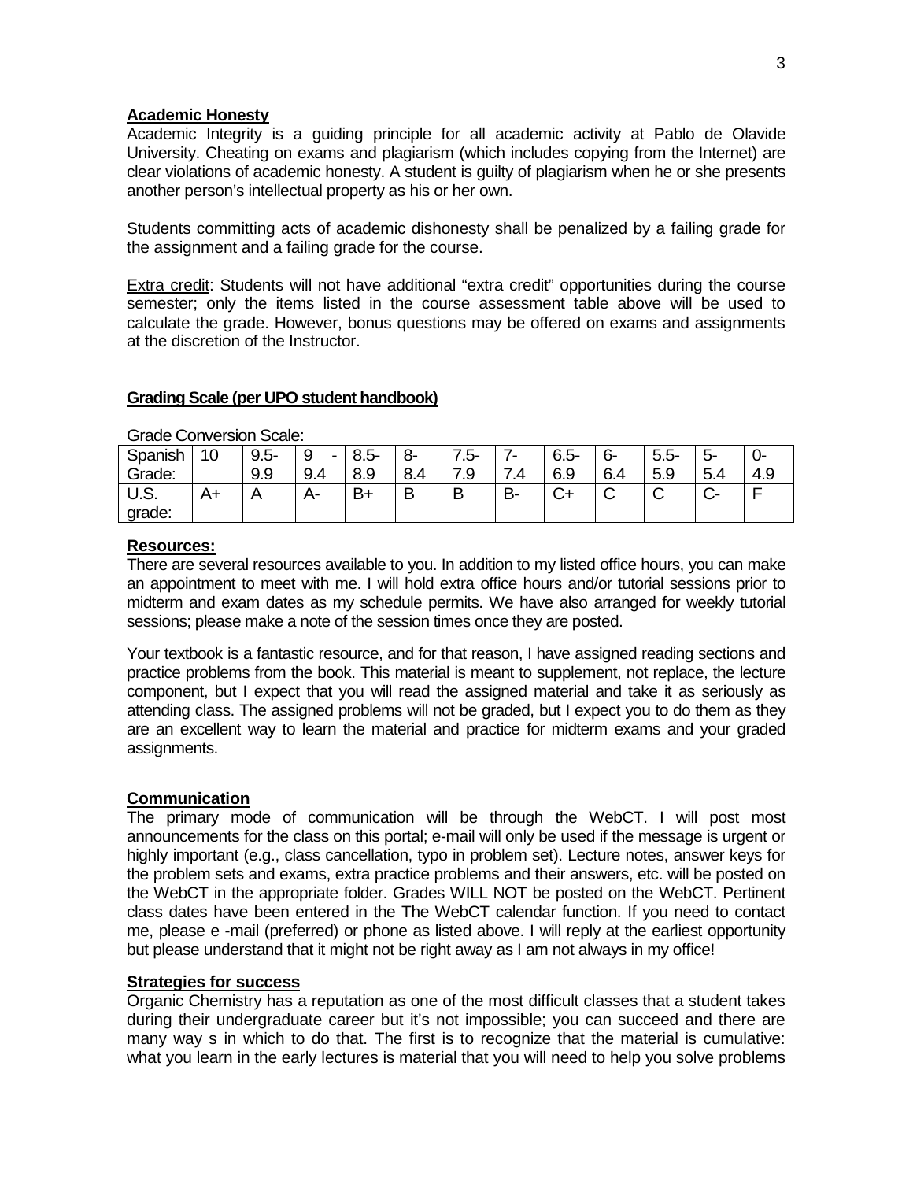**Academic Honesty**

Academic Integrity is a guiding principle for all academic activity at Pablo de Olavide University. Cheating on exams and plagiarism (which includes copying from the Internet) are clear violations of academic honesty. A student is guilty of plagiarism when he or she presents another person's intellectual property as his or her own.

Students committing acts of academic dishonesty shall be penalized by a failing grade for the assignment and a failing grade for the course.

Extra credit: Students will not have additional "extra credit" opportunities during the course semester; only the items listed in the course assessment table above will be used to calculate the grade. However, bonus questions may be offered on exams and assignments at the discretion of the Instructor.

**Grading Scale (per UPO student handbook)**

Grade Conversion Scale:

| Spanish Grade: | 10 | 9.5-9.9 | 9 - 9.4 | 8.5-8.9 | 8-8.4 | 7.5-7.9 | 7-7.4 | 6.5-6.9 | 6-6.4 | 5.5-5.9 | 5-5.4 | 0-4.9 |
|---|---|---|---|---|---|---|---|---|---|---|---|---|
| U.S. grade: | A+ | A | A- | B+ | B | B | B- | C+ | C | C | C- | F |

**Resources:**

There are several resources available to you. In addition to my listed office hours, you can make an appointment to meet with me. I will hold extra office hours and/or tutorial sessions prior to midterm and exam dates as my schedule permits. We have also arranged for weekly tutorial sessions; please make a note of the session times once they are posted.

Your textbook is a fantastic resource, and for that reason, I have assigned reading sections and practice problems from the book. This material is meant to supplement, not replace, the lecture component, but I expect that you will read the assigned material and take it as seriously as attending class. The assigned problems will not be graded, but I expect you to do them as they are an excellent way to learn the material and practice for midterm exams and your graded assignments.

**Communication**

The primary mode of communication will be through the WebCT. I will post most announcements for the class on this portal; e-mail will only be used if the message is urgent or highly important (e.g., class cancellation, typo in problem set). Lecture notes, answer keys for the problem sets and exams, extra practice problems and their answers, etc. will be posted on the WebCT in the appropriate folder. Grades WILL NOT be posted on the WebCT. Pertinent class dates have been entered in the The WebCT calendar function. If you need to contact me, please e -mail (preferred) or phone as listed above. I will reply at the earliest opportunity but please understand that it might not be right away as I am not always in my office!

**Strategies for success**

Organic Chemistry has a reputation as one of the most difficult classes that a student takes during their undergraduate career but it's not impossible; you can succeed and there are many way s in which to do that. The first is to recognize that the material is cumulative: what you learn in the early lectures is material that you will need to help you solve problems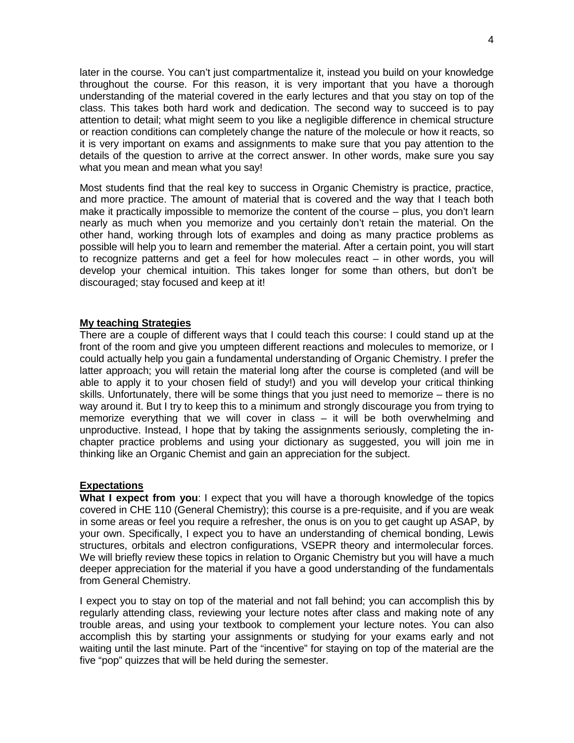later in the course. You can't just compartmentalize it, instead you build on your knowledge throughout the course. For this reason, it is very important that you have a thorough understanding of the material covered in the early lectures and that you stay on top of the class. This takes both hard work and dedication. The second way to succeed is to pay attention to detail; what might seem to you like a negligible difference in chemical structure or reaction conditions can completely change the nature of the molecule or how it reacts, so it is very important on exams and assignments to make sure that you pay attention to the details of the question to arrive at the correct answer. In other words, make sure you say what you mean and mean what you say!

Most students find that the real key to success in Organic Chemistry is practice, practice, and more practice. The amount of material that is covered and the way that I teach both make it practically impossible to memorize the content of the course – plus, you don't learn nearly as much when you memorize and you certainly don't retain the material. On the other hand, working through lots of examples and doing as many practice problems as possible will help you to learn and remember the material. After a certain point, you will start to recognize patterns and get a feel for how molecules react – in other words, you will develop your chemical intuition. This takes longer for some than others, but don't be discouraged; stay focused and keep at it!

## My teaching Strategies

There are a couple of different ways that I could teach this course: I could stand up at the front of the room and give you umpteen different reactions and molecules to memorize, or I could actually help you gain a fundamental understanding of Organic Chemistry. I prefer the latter approach; you will retain the material long after the course is completed (and will be able to apply it to your chosen field of study!) and you will develop your critical thinking skills. Unfortunately, there will be some things that you just need to memorize – there is no way around it. But I try to keep this to a minimum and strongly discourage you from trying to memorize everything that we will cover in class – it will be both overwhelming and unproductive. Instead, I hope that by taking the assignments seriously, completing the in-chapter practice problems and using your dictionary as suggested, you will join me in thinking like an Organic Chemist and gain an appreciation for the subject.

## Expectations

**What I expect from you**: I expect that you will have a thorough knowledge of the topics covered in CHE 110 (General Chemistry); this course is a pre-requisite, and if you are weak in some areas or feel you require a refresher, the onus is on you to get caught up ASAP, by your own. Specifically, I expect you to have an understanding of chemical bonding, Lewis structures, orbitals and electron configurations, VSEPR theory and intermolecular forces. We will briefly review these topics in relation to Organic Chemistry but you will have a much deeper appreciation for the material if you have a good understanding of the fundamentals from General Chemistry.

I expect you to stay on top of the material and not fall behind; you can accomplish this by regularly attending class, reviewing your lecture notes after class and making note of any trouble areas, and using your textbook to complement your lecture notes. You can also accomplish this by starting your assignments or studying for your exams early and not waiting until the last minute. Part of the "incentive" for staying on top of the material are the five "pop" quizzes that will be held during the semester.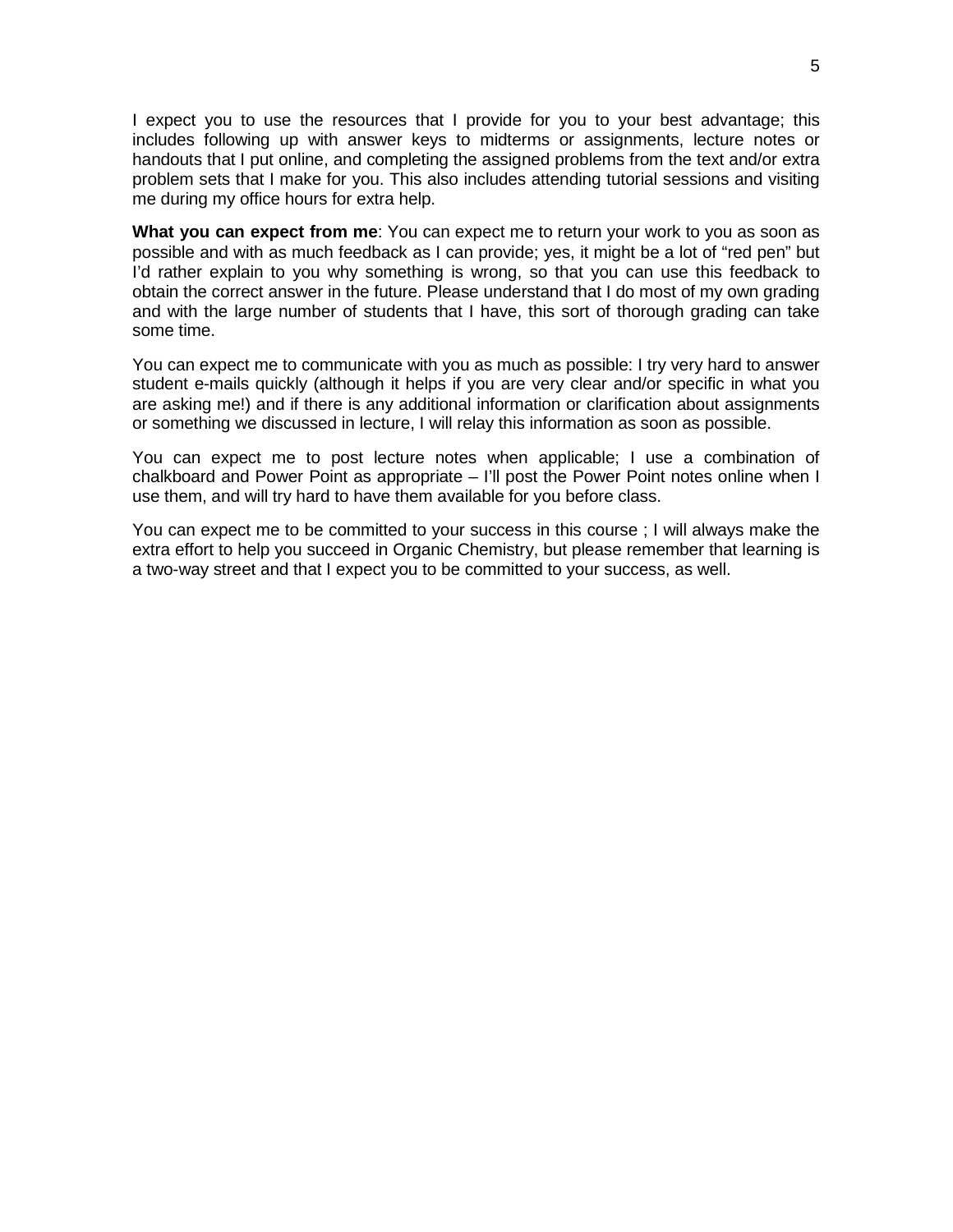I expect you to use the resources that I provide for you to your best advantage; this includes following up with answer keys to midterms or assignments, lecture notes or handouts that I put online, and completing the assigned problems from the text and/or extra problem sets that I make for you. This also includes attending tutorial sessions and visiting me during my office hours for extra help.

**What you can expect from me**: You can expect me to return your work to you as soon as possible and with as much feedback as I can provide; yes, it might be a lot of "red pen" but I'd rather explain to you why something is wrong, so that you can use this feedback to obtain the correct answer in the future. Please understand that I do most of my own grading and with the large number of students that I have, this sort of thorough grading can take some time.

You can expect me to communicate with you as much as possible: I try very hard to answer student e-mails quickly (although it helps if you are very clear and/or specific in what you are asking me!) and if there is any additional information or clarification about assignments or something we discussed in lecture, I will relay this information as soon as possible.

You can expect me to post lecture notes when applicable; I use a combination of chalkboard and Power Point as appropriate – I'll post the Power Point notes online when I use them, and will try hard to have them available for you before class.

You can expect me to be committed to your success in this course ; I will always make the extra effort to help you succeed in Organic Chemistry, but please remember that learning is a two-way street and that I expect you to be committed to your success, as well.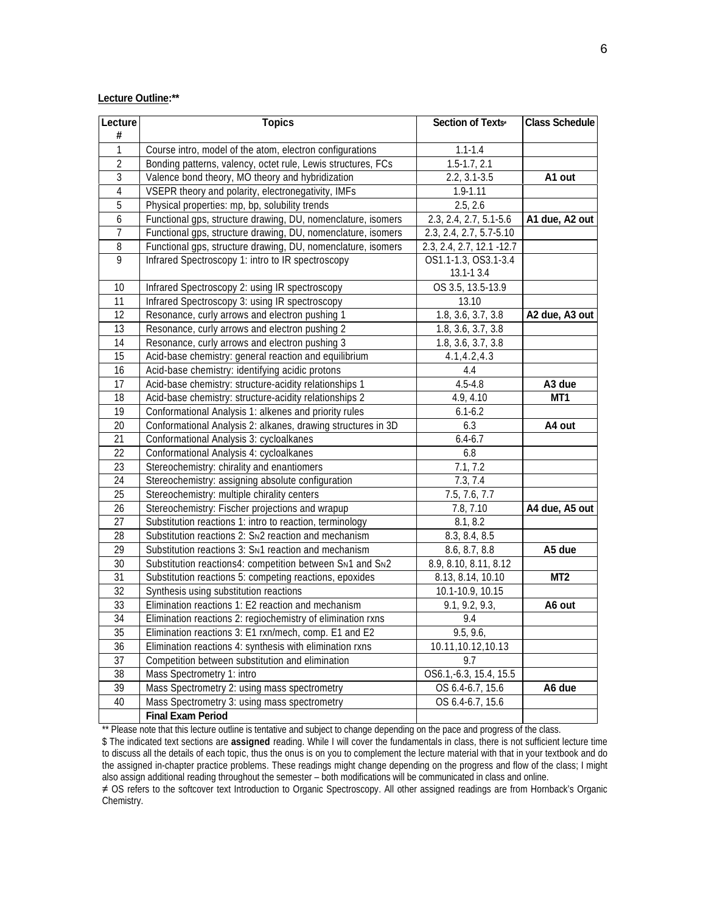**Lecture Outline:****

| Lecture # | Topics | Section of Texts$≠ | Class Schedule |
|---|---|---|---|
| 1 | Course intro, model of the atom, electron configurations | 1.1-1.4 | |
| 2 | Bonding patterns, valency, octet rule, Lewis structures, FCs | 1.5-1.7, 2.1 | |
| 3 | Valence bond theory, MO theory and hybridization | 2.2, 3.1-3.5 | **A1 out** |
| 4 | VSEPR theory and polarity, electronegativity, IMFs | 1.9-1.11 | |
| 5 | Physical properties: mp, bp, solubility trends | 2.5, 2.6 | |
| 6 | Functional gps, structure drawing, DU, nomenclature, isomers | 2.3, 2.4, 2.7, 5.1-5.6 | **A1 due, A2 out** |
| 7 | Functional gps, structure drawing, DU, nomenclature, isomers | 2.3, 2.4, 2.7, 5.7-5.10 | |
| 8 | Functional gps, structure drawing, DU, nomenclature, isomers | 2.3, 2.4, 2.7, 12.1 -12.7 | |
| 9 | Infrared Spectroscopy 1: intro to IR spectroscopy | OS1.1-1.3, OS3.1-3.4 13.1-1 3.4 | |
| 10 | Infrared Spectroscopy 2: using IR spectroscopy | OS 3.5, 13.5-13.9 | |
| 11 | Infrared Spectroscopy 3: using IR spectroscopy | 13.10 | |
| 12 | Resonance, curly arrows and electron pushing 1 | 1.8, 3.6, 3.7, 3.8 | **A2 due, A3 out** |
| 13 | Resonance, curly arrows and electron pushing 2 | 1.8, 3.6, 3.7, 3.8 | |
| 14 | Resonance, curly arrows and electron pushing 3 | 1.8, 3.6, 3.7, 3.8 | |
| 15 | Acid-base chemistry: general reaction and equilibrium | 4.1,4.2,4.3 | |
| 16 | Acid-base chemistry: identifying acidic protons | 4.4 | |
| 17 | Acid-base chemistry: structure-acidity relationships 1 | 4.5-4.8 | **A3 due** |
| 18 | Acid-base chemistry: structure-acidity relationships 2 | 4.9, 4.10 | **MT1** |
| 19 | Conformational Analysis 1: alkenes and priority rules | 6.1-6.2 | |
| 20 | Conformational Analysis 2: alkanes, drawing structures in 3D | 6.3 | **A4 out** |
| 21 | Conformational Analysis 3: cycloalkanes | 6.4-6.7 | |
| 22 | Conformational Analysis 4: cycloalkanes | 6.8 | |
| 23 | Stereochemistry: chirality and enantiomers | 7.1, 7.2 | |
| 24 | Stereochemistry: assigning absolute configuration | 7.3, 7.4 | |
| 25 | Stereochemistry: multiple chirality centers | 7.5, 7.6, 7.7 | |
| 26 | Stereochemistry: Fischer projections and wrapup | 7.8, 7.10 | **A4 due, A5 out** |
| 27 | Substitution reactions 1: intro to reaction, terminology | 8.1, 8.2 | |
| 28 | Substitution reactions 2: $S_N2$ reaction and mechanism | 8.3, 8.4, 8.5 | |
| 29 | Substitution reactions 3: $S_N1$ reaction and mechanism | 8.6, 8.7, 8.8 | **A5 due** |
| 30 | Substitution reactions4: competition between $S_N1$ and $S_N2$ | 8.9, 8.10, 8.11, 8.12 | |
| 31 | Substitution reactions 5: competing reactions, epoxides | 8.13, 8.14, 10.10 | **MT2** |
| 32 | Synthesis using substitution reactions | 10.1-10.9, 10.15 | |
| 33 | Elimination reactions 1: E2 reaction and mechanism | 9.1, 9.2, 9.3, | **A6 out** |
| 34 | Elimination reactions 2: regiochemistry of elimination rxns | 9.4 | |
| 35 | Elimination reactions 3: E1 rxn/mech, comp. E1 and E2 | 9.5, 9.6, | |
| 36 | Elimination reactions 4: synthesis with elimination rxns | 10.11,10.12,10.13 | |
| 37 | Competition between substitution and elimination | 9.7 | |
| 38 | Mass Spectrometry 1: intro | OS6.1,-6.3, 15.4, 15.5 | |
| 39 | Mass Spectrometry 2: using mass spectrometry | OS 6.4-6.7, 15.6 | **A6 due** |
| 40 | Mass Spectrometry 3: using mass spectrometry | OS 6.4-6.7, 15.6 | |
| | **Final Exam Period** | | |

** Please note that this lecture outline is tentative and subject to change depending on the pace and progress of the class.

$ The indicated text sections are **assigned** reading. While I will cover the fundamentals in class, there is not sufficient lecture time to discuss all the details of each topic, thus the onus is on you to complement the lecture material with that in your textbook and do the assigned in-chapter practice problems. These readings might change depending on the progress and flow of the class; I might also assign additional reading throughout the semester – both modifications will be communicated in class and online.

≠ OS refers to the softcover text Introduction to Organic Spectroscopy. All other assigned readings are from Hornback's Organic Chemistry.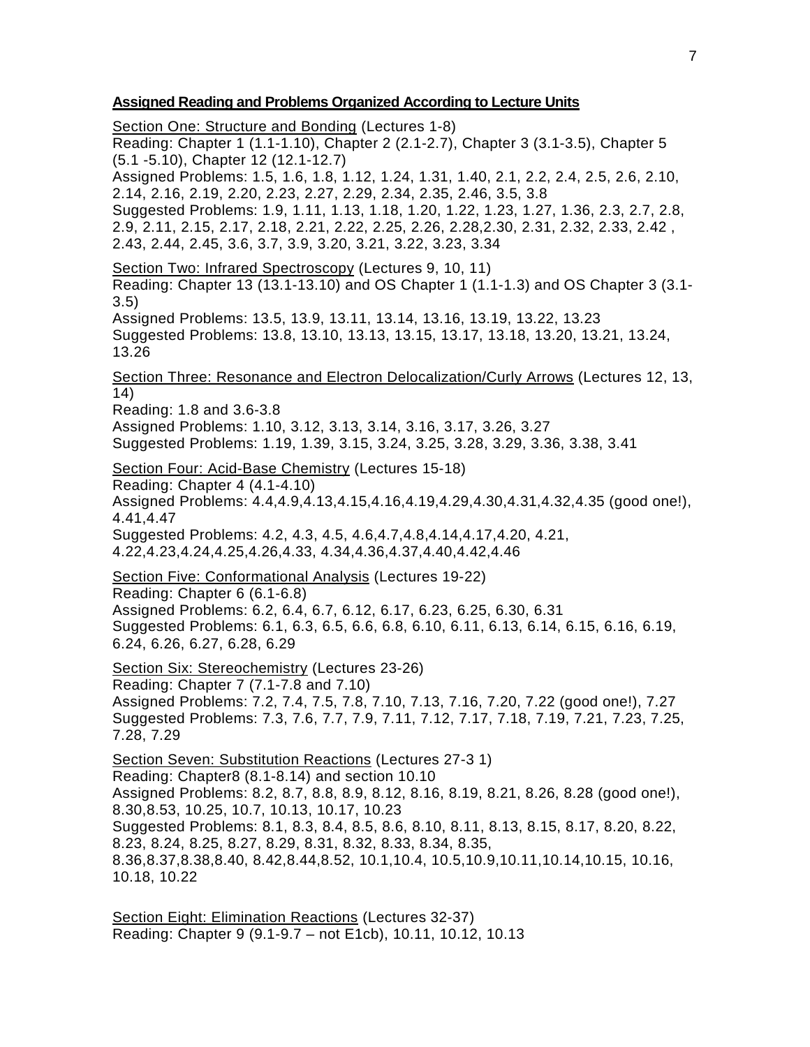**Assigned Reading and Problems Organized According to Lecture Units**

Section One: Structure and Bonding (Lectures 1-8)
Reading: Chapter 1 (1.1-1.10), Chapter 2 (2.1-2.7), Chapter 3 (3.1-3.5), Chapter 5 (5.1 -5.10), Chapter 12 (12.1-12.7)
Assigned Problems: 1.5, 1.6, 1.8, 1.12, 1.24, 1.31, 1.40, 2.1, 2.2, 2.4, 2.5, 2.6, 2.10, 2.14, 2.16, 2.19, 2.20, 2.23, 2.27, 2.29, 2.34, 2.35, 2.46, 3.5, 3.8
Suggested Problems: 1.9, 1.11, 1.13, 1.18, 1.20, 1.22, 1.23, 1.27, 1.36, 2.3, 2.7, 2.8, 2.9, 2.11, 2.15, 2.17, 2.18, 2.21, 2.22, 2.25, 2.26, 2.28,2.30, 2.31, 2.32, 2.33, 2.42 , 2.43, 2.44, 2.45, 3.6, 3.7, 3.9, 3.20, 3.21, 3.22, 3.23, 3.34

Section Two: Infrared Spectroscopy (Lectures 9, 10, 11)
Reading: Chapter 13 (13.1-13.10) and OS Chapter 1 (1.1-1.3) and OS Chapter 3 (3.1-3.5)
Assigned Problems: 13.5, 13.9, 13.11, 13.14, 13.16, 13.19, 13.22, 13.23
Suggested Problems: 13.8, 13.10, 13.13, 13.15, 13.17, 13.18, 13.20, 13.21, 13.24, 13.26

Section Three: Resonance and Electron Delocalization/Curly Arrows (Lectures 12, 13, 14)
Reading: 1.8 and 3.6-3.8
Assigned Problems: 1.10, 3.12, 3.13, 3.14, 3.16, 3.17, 3.26, 3.27
Suggested Problems: 1.19, 1.39, 3.15, 3.24, 3.25, 3.28, 3.29, 3.36, 3.38, 3.41

Section Four: Acid-Base Chemistry (Lectures 15-18)
Reading: Chapter 4 (4.1-4.10)
Assigned Problems: 4.4,4.9,4.13,4.15,4.16,4.19,4.29,4.30,4.31,4.32,4.35 (good one!), 4.41,4.47
Suggested Problems: 4.2, 4.3, 4.5, 4.6,4.7,4.8,4.14,4.17,4.20, 4.21, 4.22,4.23,4.24,4.25,4.26,4.33, 4.34,4.36,4.37,4.40,4.42,4.46

Section Five: Conformational Analysis (Lectures 19-22)
Reading: Chapter 6 (6.1-6.8)
Assigned Problems: 6.2, 6.4, 6.7, 6.12, 6.17, 6.23, 6.25, 6.30, 6.31
Suggested Problems: 6.1, 6.3, 6.5, 6.6, 6.8, 6.10, 6.11, 6.13, 6.14, 6.15, 6.16, 6.19, 6.24, 6.26, 6.27, 6.28, 6.29

Section Six: Stereochemistry (Lectures 23-26)
Reading: Chapter 7 (7.1-7.8 and 7.10)
Assigned Problems: 7.2, 7.4, 7.5, 7.8, 7.10, 7.13, 7.16, 7.20, 7.22 (good one!), 7.27
Suggested Problems: 7.3, 7.6, 7.7, 7.9, 7.11, 7.12, 7.17, 7.18, 7.19, 7.21, 7.23, 7.25, 7.28, 7.29

Section Seven: Substitution Reactions (Lectures 27-3 1)
Reading: Chapter8 (8.1-8.14) and section 10.10
Assigned Problems: 8.2, 8.7, 8.8, 8.9, 8.12, 8.16, 8.19, 8.21, 8.26, 8.28 (good one!), 8.30,8.53, 10.25, 10.7, 10.13, 10.17, 10.23
Suggested Problems: 8.1, 8.3, 8.4, 8.5, 8.6, 8.10, 8.11, 8.13, 8.15, 8.17, 8.20, 8.22, 8.23, 8.24, 8.25, 8.27, 8.29, 8.31, 8.32, 8.33, 8.34, 8.35, 8.36,8.37,8.38,8.40, 8.42,8.44,8.52, 10.1,10.4, 10.5,10.9,10.11,10.14,10.15, 10.16, 10.18, 10.22

Section Eight: Elimination Reactions (Lectures 32-37)
Reading: Chapter 9 (9.1-9.7 – not E1cb), 10.11, 10.12, 10.13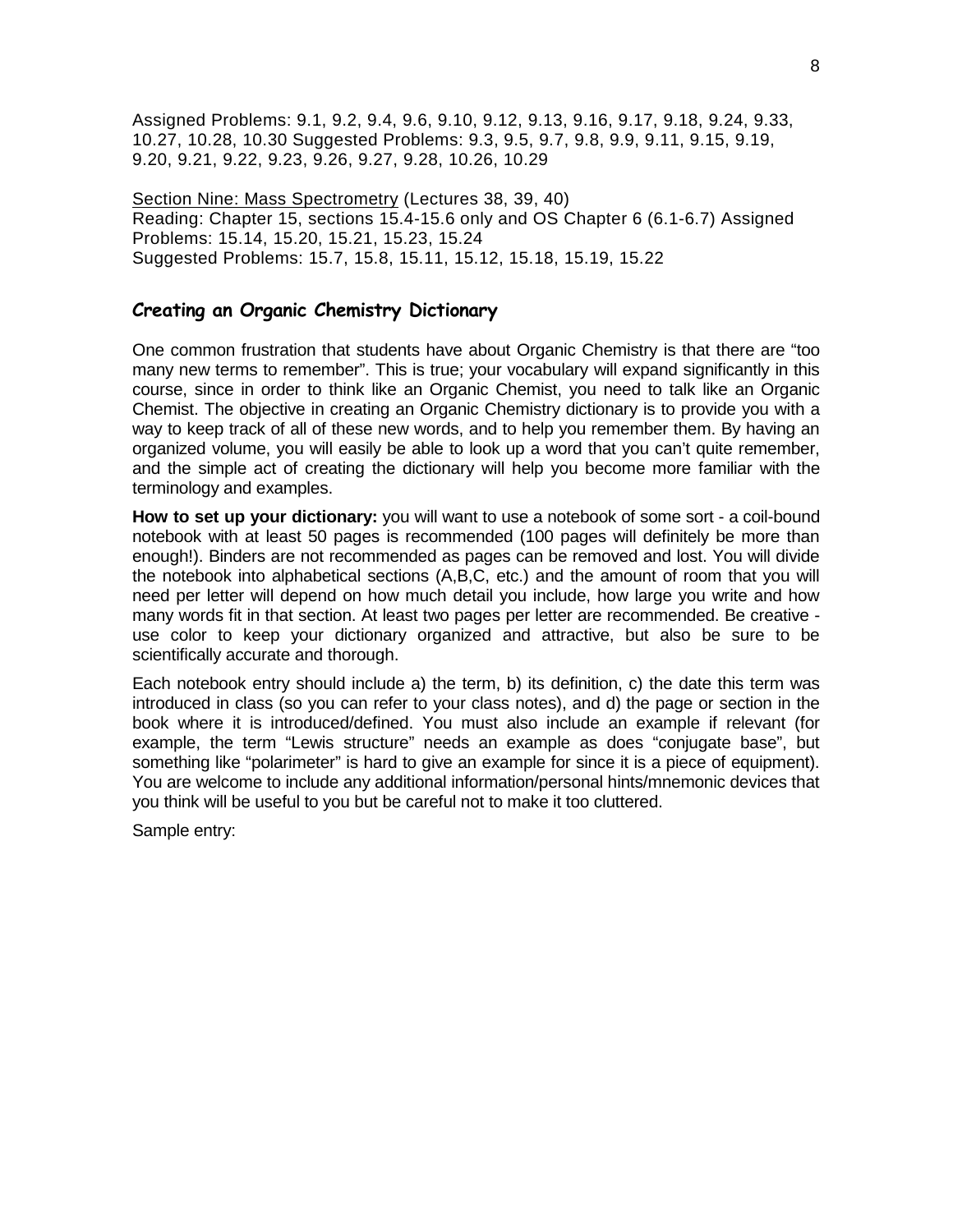Assigned Problems: 9.1, 9.2, 9.4, 9.6, 9.10, 9.12, 9.13, 9.16, 9.17, 9.18, 9.24, 9.33, 10.27, 10.28, 10.30 Suggested Problems: 9.3, 9.5, 9.7, 9.8, 9.9, 9.11, 9.15, 9.19, 9.20, 9.21, 9.22, 9.23, 9.26, 9.27, 9.28, 10.26, 10.29

Section Nine: Mass Spectrometry (Lectures 38, 39, 40)
Reading: Chapter 15, sections 15.4-15.6 only and OS Chapter 6 (6.1-6.7) Assigned Problems: 15.14, 15.20, 15.21, 15.23, 15.24
Suggested Problems: 15.7, 15.8, 15.11, 15.12, 15.18, 15.19, 15.22

## Creating an Organic Chemistry Dictionary

One common frustration that students have about Organic Chemistry is that there are "too many new terms to remember". This is true; your vocabulary will expand significantly in this course, since in order to think like an Organic Chemist, you need to talk like an Organic Chemist. The objective in creating an Organic Chemistry dictionary is to provide you with a way to keep track of all of these new words, and to help you remember them. By having an organized volume, you will easily be able to look up a word that you can't quite remember, and the simple act of creating the dictionary will help you become more familiar with the terminology and examples.

**How to set up your dictionary:** you will want to use a notebook of some sort - a coil-bound notebook with at least 50 pages is recommended (100 pages will definitely be more than enough!). Binders are not recommended as pages can be removed and lost. You will divide the notebook into alphabetical sections (A,B,C, etc.) and the amount of room that you will need per letter will depend on how much detail you include, how large you write and how many words fit in that section. At least two pages per letter are recommended. Be creative - use color to keep your dictionary organized and attractive, but also be sure to be scientifically accurate and thorough.

Each notebook entry should include a) the term, b) its definition, c) the date this term was introduced in class (so you can refer to your class notes), and d) the page or section in the book where it is introduced/defined. You must also include an example if relevant (for example, the term "Lewis structure" needs an example as does "conjugate base", but something like "polarimeter" is hard to give an example for since it is a piece of equipment). You are welcome to include any additional information/personal hints/mnemonic devices that you think will be useful to you but be careful not to make it too cluttered.

Sample entry: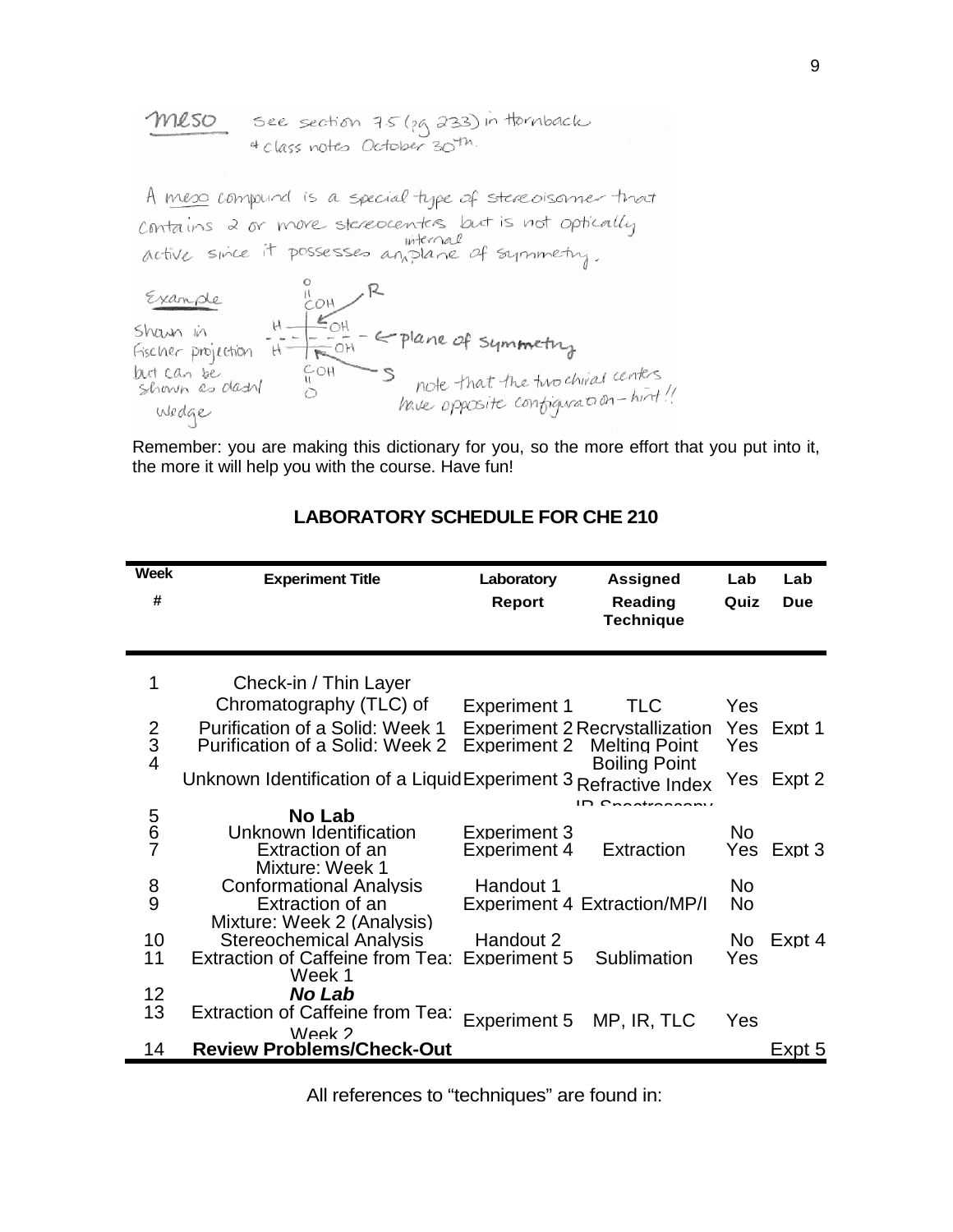meso — See section 7.5 (pg 233) in Hornback + class notes October 30th.

A meso compound is a special type of stereoisomer that contains 2 or more stereocenters but is not optically active since it possesses an internal plane of symmetry.

Example — shown in Fischer projection but can be shown as dash/wedge

COOH, H—OH (R), H—OH (S), COOH ← plane of symmetry

note that the two chiral centers have opposite configuration – hint!!

Remember: you are making this dictionary for you, so the more effort that you put into it, the more it will help you with the course. Have fun!

## LABORATORY SCHEDULE FOR CHE 210

| Week # | Experiment Title | Laboratory Report | Assigned Reading Technique | Lab Quiz | Lab Due |
|---|---|---|---|---|---|
| 1 | Check-in / Thin Layer Chromatography (TLC) of | Experiment 1 | TLC | Yes | |
| 2 | Purification of a Solid: Week 1 | Experiment 2 | Recrystallization | Yes | Expt 1 |
| 3 | Purification of a Solid: Week 2 | Experiment 2 | Melting Point | Yes | |
| 4 | Unknown Identification of a Liquid | Experiment 3 | Boiling Point Refractive Index IR Spectroscopy | Yes | Expt 2 |
| 5 | **No Lab** | | | | |
| 6 | Unknown Identification | Experiment 3 | | No | |
| 7 | Extraction of an Mixture: Week 1 | Experiment 4 | Extraction | Yes | Expt 3 |
| 8 | Conformational Analysis | Handout 1 | | No | |
| 9 | Extraction of an Mixture: Week 2 (Analysis) | Experiment 4 | Extraction/MP/I | No | |
| 10 | Stereochemical Analysis | Handout 2 | | No | Expt 4 |
| 11 | Extraction of Caffeine from Tea: Week 1 | Experiment 5 | Sublimation | Yes | |
| 12 | ***No Lab*** | | | | |
| 13 | Extraction of Caffeine from Tea: Week 2 | Experiment 5 | MP, IR, TLC | Yes | |
| 14 | **Review Problems/Check-Out** | | | | Expt 5 |

All references to "techniques" are found in: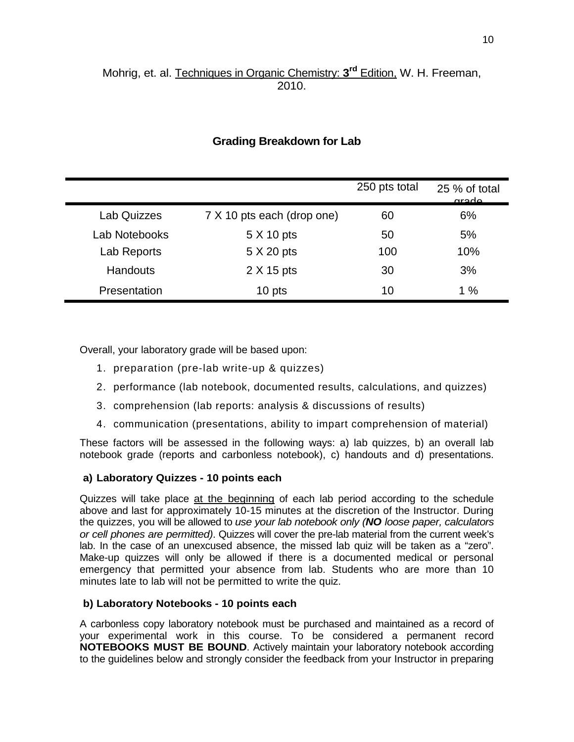Mohrig, et. al. Techniques in Organic Chemistry: **3rd** Edition, W. H. Freeman, 2010.

## Grading Breakdown for Lab

| | | 250 pts total | 25 % of total grade |
|---|---|---|---|
| Lab Quizzes | 7 X 10 pts each (drop one) | 60 | 6% |
| Lab Notebooks | 5 X 10 pts | 50 | 5% |
| Lab Reports | 5 X 20 pts | 100 | 10% |
| Handouts | 2 X 15 pts | 30 | 3% |
| Presentation | 10 pts | 10 | 1 % |

Overall, your laboratory grade will be based upon:

1. preparation (pre-lab write-up & quizzes)
2. performance (lab notebook, documented results, calculations, and quizzes)
3. comprehension (lab reports: analysis & discussions of results)
4. communication (presentations, ability to impart comprehension of material)

These factors will be assessed in the following ways: a) lab quizzes, b) an overall lab notebook grade (reports and carbonless notebook), c) handouts and d) presentations.

### a) Laboratory Quizzes - 10 points each

Quizzes will take place at the beginning of each lab period according to the schedule above and last for approximately 10-15 minutes at the discretion of the Instructor. During the quizzes, you will be allowed to *use your lab notebook only (**NO** loose paper, calculators or cell phones are permitted)*. Quizzes will cover the pre-lab material from the current week's lab. In the case of an unexcused absence, the missed lab quiz will be taken as a "zero". Make-up quizzes will only be allowed if there is a documented medical or personal emergency that permitted your absence from lab. Students who are more than 10 minutes late to lab will not be permitted to write the quiz.

### b) Laboratory Notebooks - 10 points each

A carbonless copy laboratory notebook must be purchased and maintained as a record of your experimental work in this course. To be considered a permanent record **NOTEBOOKS MUST BE BOUND**. Actively maintain your laboratory notebook according to the guidelines below and strongly consider the feedback from your Instructor in preparing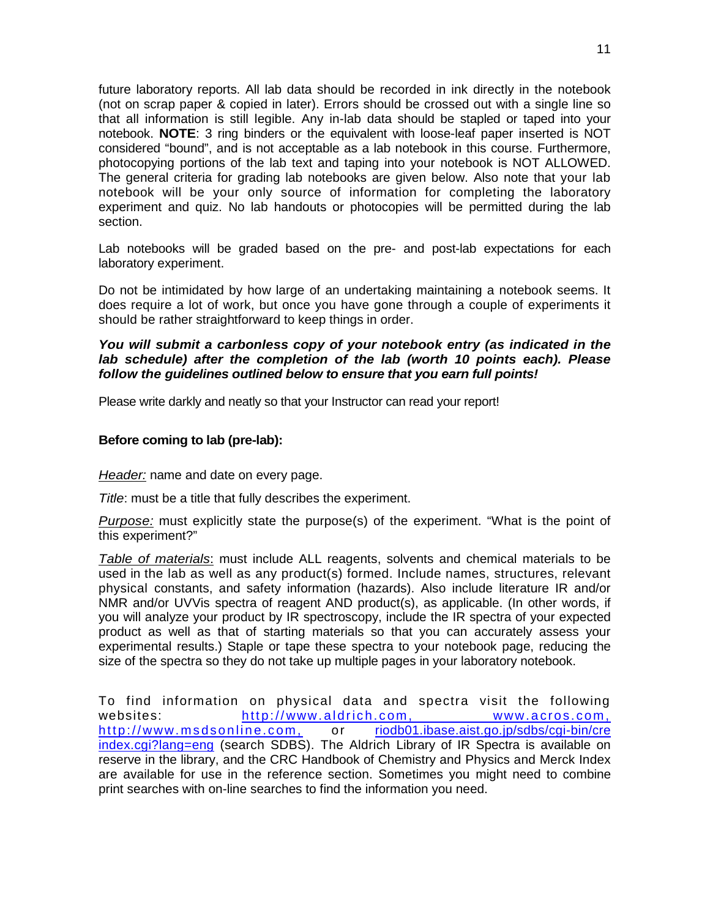future laboratory reports. All lab data should be recorded in ink directly in the notebook (not on scrap paper & copied in later). Errors should be crossed out with a single line so that all information is still legible. Any in-lab data should be stapled or taped into your notebook. **NOTE**: 3 ring binders or the equivalent with loose-leaf paper inserted is NOT considered "bound", and is not acceptable as a lab notebook in this course. Furthermore, photocopying portions of the lab text and taping into your notebook is NOT ALLOWED. The general criteria for grading lab notebooks are given below. Also note that your lab notebook will be your only source of information for completing the laboratory experiment and quiz. No lab handouts or photocopies will be permitted during the lab section.

Lab notebooks will be graded based on the pre- and post-lab expectations for each laboratory experiment.

Do not be intimidated by how large of an undertaking maintaining a notebook seems. It does require a lot of work, but once you have gone through a couple of experiments it should be rather straightforward to keep things in order.

***You will submit a carbonless copy of your notebook entry (as indicated in the lab schedule) after the completion of the lab (worth 10 points each). Please follow the guidelines outlined below to ensure that you earn full points!***

Please write darkly and neatly so that your Instructor can read your report!

**Before coming to lab (pre-lab):**

*Header:* name and date on every page.

*Title*: must be a title that fully describes the experiment.

*Purpose:* must explicitly state the purpose(s) of the experiment. "What is the point of this experiment?"

*Table of materials*: must include ALL reagents, solvents and chemical materials to be used in the lab as well as any product(s) formed. Include names, structures, relevant physical constants, and safety information (hazards). Also include literature IR and/or NMR and/or UVVis spectra of reagent AND product(s), as applicable. (In other words, if you will analyze your product by IR spectroscopy, include the IR spectra of your expected product as well as that of starting materials so that you can accurately assess your experimental results.) Staple or tape these spectra to your notebook page, reducing the size of the spectra so they do not take up multiple pages in your laboratory notebook.

To find information on physical data and spectra visit the following websites: http://www.aldrich.com, www.acros.com, http://www.msdsonline.com, or riodb01.ibase.aist.go.jp/sdbs/cgi-bin/cre index.cgi?lang=eng (search SDBS). The Aldrich Library of IR Spectra is available on reserve in the library, and the CRC Handbook of Chemistry and Physics and Merck Index are available for use in the reference section. Sometimes you might need to combine print searches with on-line searches to find the information you need.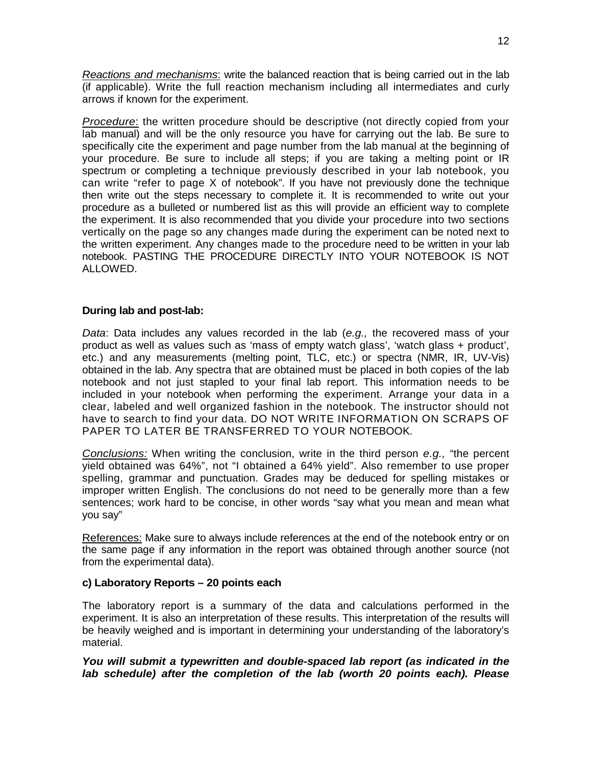*Reactions and mechanisms*: write the balanced reaction that is being carried out in the lab (if applicable). Write the full reaction mechanism including all intermediates and curly arrows if known for the experiment.

*Procedure*: the written procedure should be descriptive (not directly copied from your lab manual) and will be the only resource you have for carrying out the lab. Be sure to specifically cite the experiment and page number from the lab manual at the beginning of your procedure. Be sure to include all steps; if you are taking a melting point or IR spectrum or completing a technique previously described in your lab notebook, you can write "refer to page X of notebook". If you have not previously done the technique then write out the steps necessary to complete it. It is recommended to write out your procedure as a bulleted or numbered list as this will provide an efficient way to complete the experiment. It is also recommended that you divide your procedure into two sections vertically on the page so any changes made during the experiment can be noted next to the written experiment. Any changes made to the procedure need to be written in your lab notebook. PASTING THE PROCEDURE DIRECTLY INTO YOUR NOTEBOOK IS NOT ALLOWED.

**During lab and post-lab:**

*Data*: Data includes any values recorded in the lab (*e.g.,* the recovered mass of your product as well as values such as 'mass of empty watch glass', 'watch glass + product', etc.) and any measurements (melting point, TLC, etc.) or spectra (NMR, IR, UV-Vis) obtained in the lab. Any spectra that are obtained must be placed in both copies of the lab notebook and not just stapled to your final lab report. This information needs to be included in your notebook when performing the experiment. Arrange your data in a clear, labeled and well organized fashion in the notebook. The instructor should not have to search to find your data. DO NOT WRITE INFORMATION ON SCRAPS OF PAPER TO LATER BE TRANSFERRED TO YOUR NOTEBOOK.

*Conclusions:* When writing the conclusion, write in the third person *e.g.,* "the percent yield obtained was 64%", not "I obtained a 64% yield". Also remember to use proper spelling, grammar and punctuation. Grades may be deduced for spelling mistakes or improper written English. The conclusions do not need to be generally more than a few sentences; work hard to be concise, in other words "say what you mean and mean what you say"

References: Make sure to always include references at the end of the notebook entry or on the same page if any information in the report was obtained through another source (not from the experimental data).

**c) Laboratory Reports – 20 points each**

The laboratory report is a summary of the data and calculations performed in the experiment. It is also an interpretation of these results. This interpretation of the results will be heavily weighed and is important in determining your understanding of the laboratory's material.

***You will submit a typewritten and double-spaced lab report (as indicated in the lab schedule) after the completion of the lab (worth 20 points each). Please***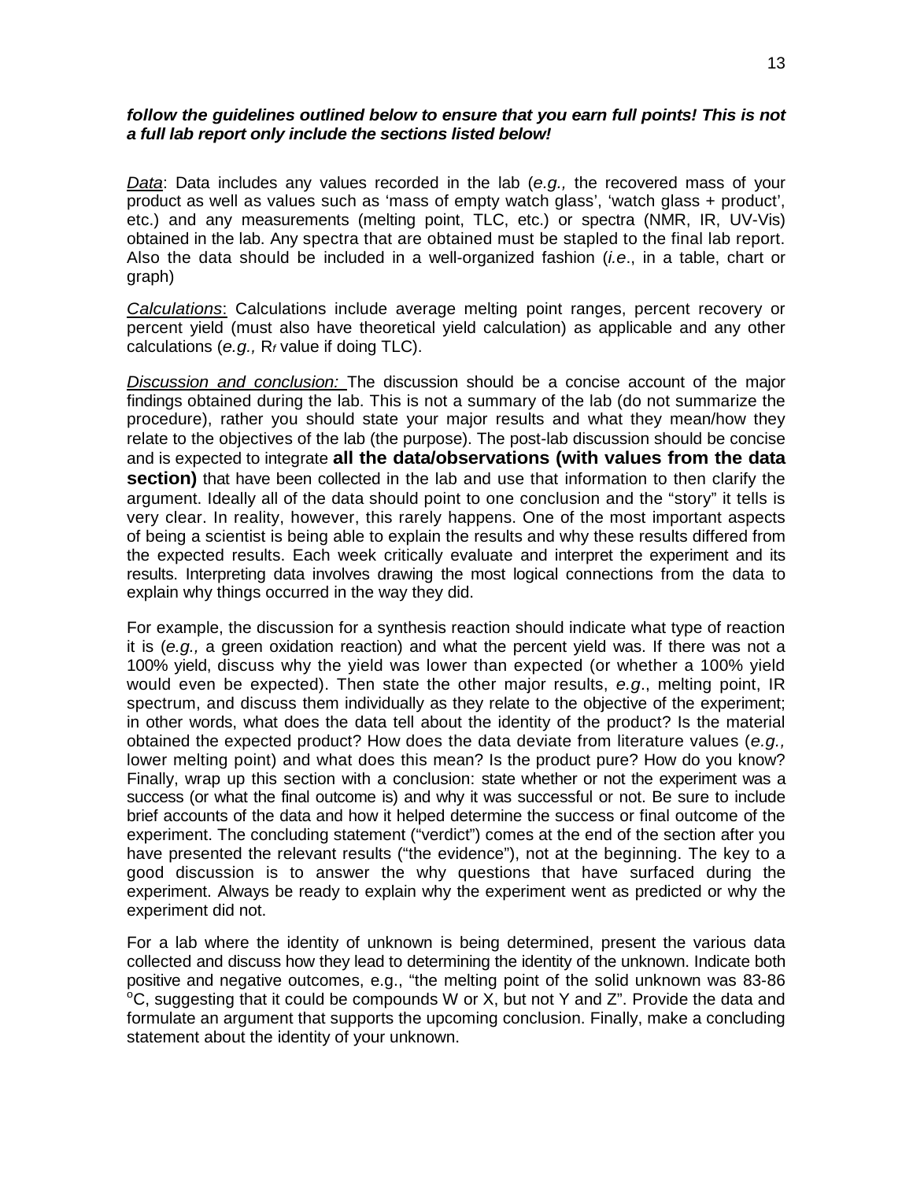***follow the guidelines outlined below to ensure that you earn full points! This is not a full lab report only include the sections listed below!***

*Data*: Data includes any values recorded in the lab (*e.g.,* the recovered mass of your product as well as values such as 'mass of empty watch glass', 'watch glass + product', etc.) and any measurements (melting point, TLC, etc.) or spectra (NMR, IR, UV-Vis) obtained in the lab. Any spectra that are obtained must be stapled to the final lab report. Also the data should be included in a well-organized fashion (*i.e*., in a table, chart or graph)

*Calculations*: Calculations include average melting point ranges, percent recovery or percent yield (must also have theoretical yield calculation) as applicable and any other calculations (*e.g.,* $R_f$ value if doing TLC).

*Discussion and conclusion:* The discussion should be a concise account of the major findings obtained during the lab. This is not a summary of the lab (do not summarize the procedure), rather you should state your major results and what they mean/how they relate to the objectives of the lab (the purpose). The post-lab discussion should be concise and is expected to integrate **all the data/observations (with values from the data section)** that have been collected in the lab and use that information to then clarify the argument. Ideally all of the data should point to one conclusion and the "story" it tells is very clear. In reality, however, this rarely happens. One of the most important aspects of being a scientist is being able to explain the results and why these results differed from the expected results. Each week critically evaluate and interpret the experiment and its results. Interpreting data involves drawing the most logical connections from the data to explain why things occurred in the way they did.

For example, the discussion for a synthesis reaction should indicate what type of reaction it is (*e.g.,* a green oxidation reaction) and what the percent yield was. If there was not a 100% yield, discuss why the yield was lower than expected (or whether a 100% yield would even be expected). Then state the other major results, *e.g*., melting point, IR spectrum, and discuss them individually as they relate to the objective of the experiment; in other words, what does the data tell about the identity of the product? Is the material obtained the expected product? How does the data deviate from literature values (*e.g.,* lower melting point) and what does this mean? Is the product pure? How do you know? Finally, wrap up this section with a conclusion: state whether or not the experiment was a success (or what the final outcome is) and why it was successful or not. Be sure to include brief accounts of the data and how it helped determine the success or final outcome of the experiment. The concluding statement ("verdict") comes at the end of the section after you have presented the relevant results ("the evidence"), not at the beginning. The key to a good discussion is to answer the why questions that have surfaced during the experiment. Always be ready to explain why the experiment went as predicted or why the experiment did not.

For a lab where the identity of unknown is being determined, present the various data collected and discuss how they lead to determining the identity of the unknown. Indicate both positive and negative outcomes, e.g., "the melting point of the solid unknown was 83-86 $^{o}$C, suggesting that it could be compounds W or X, but not Y and Z". Provide the data and formulate an argument that supports the upcoming conclusion. Finally, make a concluding statement about the identity of your unknown.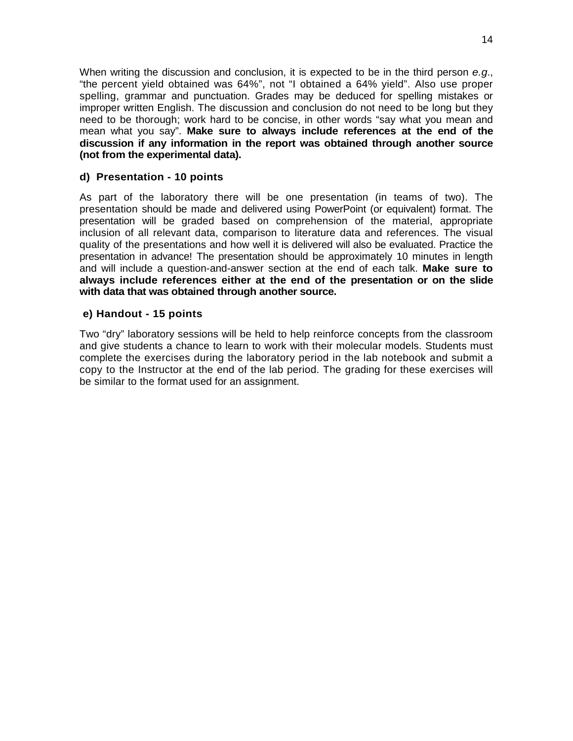When writing the discussion and conclusion, it is expected to be in the third person *e.g.*, "the percent yield obtained was 64%", not "I obtained a 64% yield". Also use proper spelling, grammar and punctuation. Grades may be deduced for spelling mistakes or improper written English. The discussion and conclusion do not need to be long but they need to be thorough; work hard to be concise, in other words "say what you mean and mean what you say". **Make sure to always include references at the end of the discussion if any information in the report was obtained through another source (not from the experimental data).**

### d) Presentation - 10 points

As part of the laboratory there will be one presentation (in teams of two). The presentation should be made and delivered using PowerPoint (or equivalent) format. The presentation will be graded based on comprehension of the material, appropriate inclusion of all relevant data, comparison to literature data and references. The visual quality of the presentations and how well it is delivered will also be evaluated. Practice the presentation in advance! The presentation should be approximately 10 minutes in length and will include a question-and-answer section at the end of each talk. **Make sure to always include references either at the end of the presentation or on the slide with data that was obtained through another source.**

### e) Handout - 15 points

Two "dry" laboratory sessions will be held to help reinforce concepts from the classroom and give students a chance to learn to work with their molecular models. Students must complete the exercises during the laboratory period in the lab notebook and submit a copy to the Instructor at the end of the lab period. The grading for these exercises will be similar to the format used for an assignment.